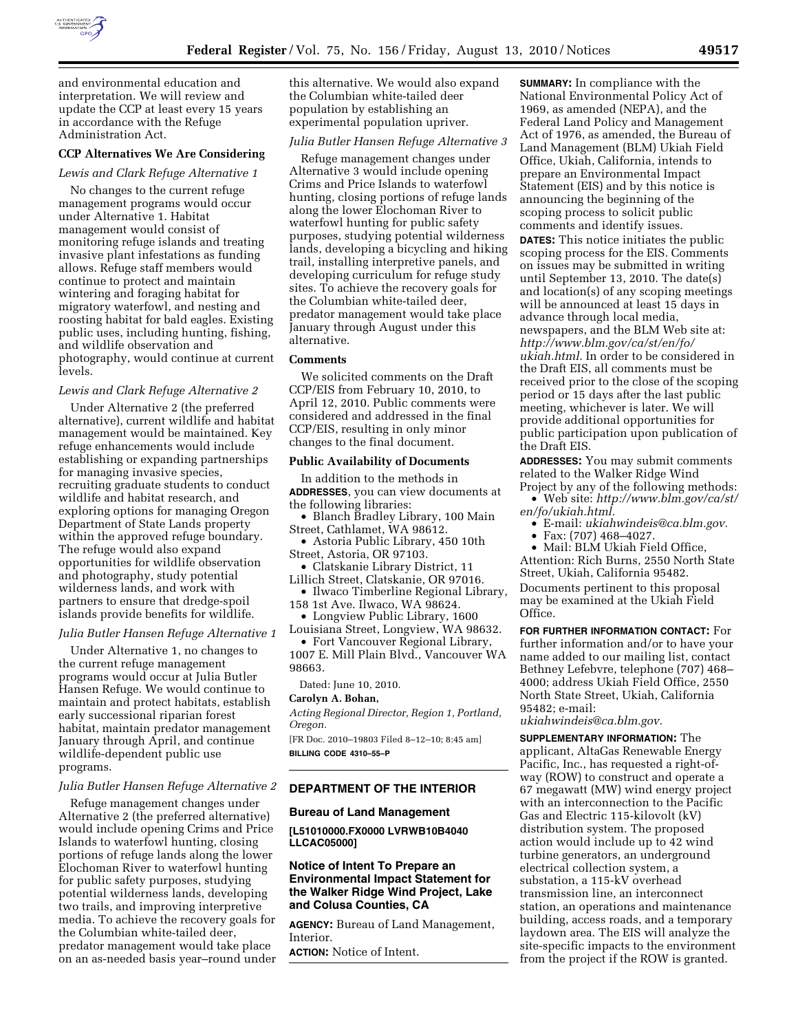and environmental education and interpretation. We will review and update the CCP at least every 15 years in accordance with the Refuge Administration Act.

### CCP Alternatives We Are Considering

*Lewis and Clark Refuge Alternative 1*

No changes to the current refuge management programs would occur under Alternative 1. Habitat management would consist of monitoring refuge islands and treating invasive plant infestations as funding allows. Refuge staff members would continue to protect and maintain wintering and foraging habitat for migratory waterfowl, and nesting and roosting habitat for bald eagles. Existing public uses, including hunting, fishing, and wildlife observation and photography, would continue at current levels.

*Lewis and Clark Refuge Alternative 2*

Under Alternative 2 (the preferred alternative), current wildlife and habitat management would be maintained. Key refuge enhancements would include establishing or expanding partnerships for managing invasive species, recruiting graduate students to conduct wildlife and habitat research, and exploring options for managing Oregon Department of State Lands property within the approved refuge boundary. The refuge would also expand opportunities for wildlife observation and photography, study potential wilderness lands, and work with partners to ensure that dredge-spoil islands provide benefits for wildlife.

*Julia Butler Hansen Refuge Alternative 1*

Under Alternative 1, no changes to the current refuge management programs would occur at Julia Butler Hansen Refuge. We would continue to maintain and protect habitats, establish early successional riparian forest habitat, maintain predator management January through April, and continue wildlife-dependent public use programs.

*Julia Butler Hansen Refuge Alternative 2*

Refuge management changes under Alternative 2 (the preferred alternative) would include opening Crims and Price Islands to waterfowl hunting, closing portions of refuge lands along the lower Elochoman River to waterfowl hunting for public safety purposes, studying potential wilderness lands, developing two trails, and improving interpretive media. To achieve the recovery goals for the Columbian white-tailed deer, predator management would take place on an as-needed basis year–round under this alternative. We would also expand the Columbian white-tailed deer population by establishing an experimental population upriver.

*Julia Butler Hansen Refuge Alternative 3*

Refuge management changes under Alternative 3 would include opening Crims and Price Islands to waterfowl hunting, closing portions of refuge lands along the lower Elochoman River to waterfowl hunting for public safety purposes, studying potential wilderness lands, developing a bicycling and hiking trail, installing interpretive panels, and developing curriculum for refuge study sites. To achieve the recovery goals for the Columbian white-tailed deer, predator management would take place January through August under this alternative.

### Comments

We solicited comments on the Draft CCP/EIS from February 10, 2010, to April 12, 2010. Public comments were considered and addressed in the final CCP/EIS, resulting in only minor changes to the final document.

### Public Availability of Documents

In addition to the methods in **ADDRESSES**, you can view documents at the following libraries:

- Blanch Bradley Library, 100 Main Street, Cathlamet, WA 98612.
- Astoria Public Library, 450 10th Street, Astoria, OR 97103.
- Clatskanie Library District, 11 Lillich Street, Clatskanie, OR 97016.
- Ilwaco Timberline Regional Library, 158 1st Ave. Ilwaco, WA 98624.
- Longview Public Library, 1600 Louisiana Street, Longview, WA 98632.
- Fort Vancouver Regional Library, 1007 E. Mill Plain Blvd., Vancouver WA 98663.

Dated: June 10, 2010.

**Carolyn A. Bohan,**

*Acting Regional Director, Region 1, Portland, Oregon.*

[FR Doc. 2010–19803 Filed 8–12–10; 8:45 am]

**BILLING CODE 4310–55–P**

## DEPARTMENT OF THE INTERIOR

### Bureau of Land Management

**[L51010000.FX0000 LVRWB10B4040 LLCAC05000]**

### Notice of Intent To Prepare an Environmental Impact Statement for the Walker Ridge Wind Project, Lake and Colusa Counties, CA

**AGENCY:** Bureau of Land Management, Interior.

**ACTION:** Notice of Intent.

**SUMMARY:** In compliance with the National Environmental Policy Act of 1969, as amended (NEPA), and the Federal Land Policy and Management Act of 1976, as amended, the Bureau of Land Management (BLM) Ukiah Field Office, Ukiah, California, intends to prepare an Environmental Impact Statement (EIS) and by this notice is announcing the beginning of the scoping process to solicit public comments and identify issues.

**DATES:** This notice initiates the public scoping process for the EIS. Comments on issues may be submitted in writing until September 13, 2010. The date(s) and location(s) of any scoping meetings will be announced at least 15 days in advance through local media, newspapers, and the BLM Web site at: *http://www.blm.gov/ca/st/en/fo/ukiah.html.* In order to be considered in the Draft EIS, all comments must be received prior to the close of the scoping period or 15 days after the last public meeting, whichever is later. We will provide additional opportunities for public participation upon publication of the Draft EIS.

**ADDRESSES:** You may submit comments related to the Walker Ridge Wind Project by any of the following methods:

- Web site: *http://www.blm.gov/ca/st/en/fo/ukiah.html.*
- E-mail: *ukiahwindeis@ca.blm.gov.*
- Fax: (707) 468–4027.
- Mail: BLM Ukiah Field Office, Attention: Rich Burns, 2550 North State Street, Ukiah, California 95482.

Documents pertinent to this proposal may be examined at the Ukiah Field Office.

**FOR FURTHER INFORMATION CONTACT:** For further information and/or to have your name added to our mailing list, contact Bethney Lefebvre, telephone (707) 468–4000; address Ukiah Field Office, 2550 North State Street, Ukiah, California 95482; e-mail: *ukiahwindeis@ca.blm.gov.*

**SUPPLEMENTARY INFORMATION:** The applicant, AltaGas Renewable Energy Pacific, Inc., has requested a right-of-way (ROW) to construct and operate a 67 megawatt (MW) wind energy project with an interconnection to the Pacific Gas and Electric 115-kilovolt (kV) distribution system. The proposed action would include up to 42 wind turbine generators, an underground electrical collection system, a substation, a 115-kV overhead transmission line, an interconnect station, an operations and maintenance building, access roads, and a temporary laydown area. The EIS will analyze the site-specific impacts to the environment from the project if the ROW is granted.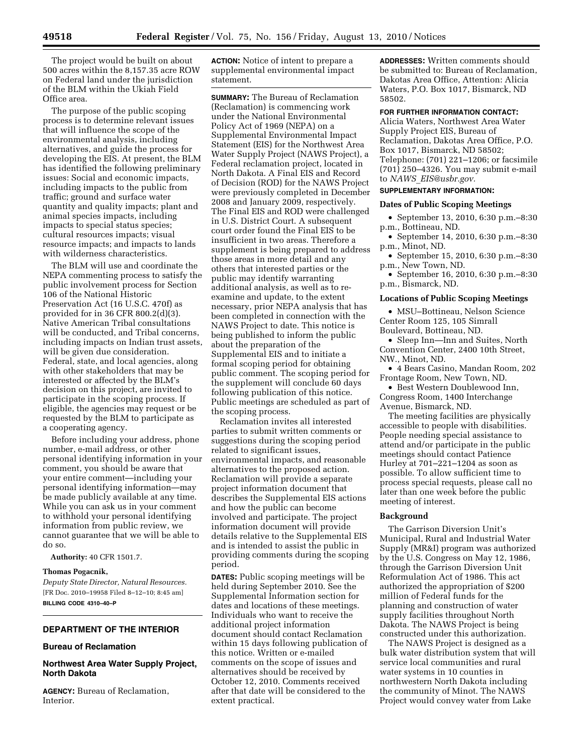The project would be built on about 500 acres within the 8,157.35 acre ROW on Federal land under the jurisdiction of the BLM within the Ukiah Field Office area.

The purpose of the public scoping process is to determine relevant issues that will influence the scope of the environmental analysis, including alternatives, and guide the process for developing the EIS. At present, the BLM has identified the following preliminary issues: Social and economic impacts, including impacts to the public from traffic; ground and surface water quantity and quality impacts; plant and animal species impacts, including impacts to special status species; cultural resources impacts; visual resource impacts; and impacts to lands with wilderness characteristics.

The BLM will use and coordinate the NEPA commenting process to satisfy the public involvement process for Section 106 of the National Historic Preservation Act (16 U.S.C. 470f) as provided for in 36 CFR 800.2(d)(3). Native American Tribal consultations will be conducted, and Tribal concerns, including impacts on Indian trust assets, will be given due consideration. Federal, state, and local agencies, along with other stakeholders that may be interested or affected by the BLM's decision on this project, are invited to participate in the scoping process. If eligible, the agencies may request or be requested by the BLM to participate as a cooperating agency.

Before including your address, phone number, e-mail address, or other personal identifying information in your comment, you should be aware that your entire comment—including your personal identifying information—may be made publicly available at any time. While you can ask us in your comment to withhold your personal identifying information from public review, we cannot guarantee that we will be able to do so.

**Authority:** 40 CFR 1501.7.

**Thomas Pogacnik,**

*Deputy State Director, Natural Resources.*

[FR Doc. 2010–19958 Filed 8–12–10; 8:45 am]

**BILLING CODE 4310–40–P**

## DEPARTMENT OF THE INTERIOR

### Bureau of Reclamation

### Northwest Area Water Supply Project, North Dakota

**AGENCY:** Bureau of Reclamation, Interior.

**ACTION:** Notice of intent to prepare a supplemental environmental impact statement.

**SUMMARY:** The Bureau of Reclamation (Reclamation) is commencing work under the National Environmental Policy Act of 1969 (NEPA) on a Supplemental Environmental Impact Statement (EIS) for the Northwest Area Water Supply Project (NAWS Project), a Federal reclamation project, located in North Dakota. A Final EIS and Record of Decision (ROD) for the NAWS Project were previously completed in December 2008 and January 2009, respectively. The Final EIS and ROD were challenged in U.S. District Court. A subsequent court order found the Final EIS to be insufficient in two areas. Therefore a supplement is being prepared to address those areas in more detail and any others that interested parties or the public may identify warranting additional analysis, as well as to re-examine and update, to the extent necessary, prior NEPA analysis that has been completed in connection with the NAWS Project to date. This notice is being published to inform the public about the preparation of the Supplemental EIS and to initiate a formal scoping period for obtaining public comment. The scoping period for the supplement will conclude 60 days following publication of this notice. Public meetings are scheduled as part of the scoping process.

Reclamation invites all interested parties to submit written comments or suggestions during the scoping period related to significant issues, environmental impacts, and reasonable alternatives to the proposed action. Reclamation will provide a separate project information document that describes the Supplemental EIS actions and how the public can become involved and participate. The project information document will provide details relative to the Supplemental EIS and is intended to assist the public in providing comments during the scoping period.

**DATES:** Public scoping meetings will be held during September 2010. See the Supplemental Information section for dates and locations of these meetings. Individuals who want to receive the additional project information document should contact Reclamation within 15 days following publication of this notice. Written or e-mailed comments on the scope of issues and alternatives should be received by October 12, 2010. Comments received after that date will be considered to the extent practical.

**ADDRESSES:** Written comments should be submitted to: Bureau of Reclamation, Dakotas Area Office, Attention: Alicia Waters, P.O. Box 1017, Bismarck, ND 58502.

**FOR FURTHER INFORMATION CONTACT:** Alicia Waters, Northwest Area Water Supply Project EIS, Bureau of Reclamation, Dakotas Area Office, P.O. Box 1017, Bismarck, ND 58502; Telephone: (701) 221–1206; or facsimile (701) 250–4326. You may submit e-mail to *NAWS_EIS@usbr.gov.*

**SUPPLEMENTARY INFORMATION:**

#### Dates of Public Scoping Meetings

- September 13, 2010, 6:30 p.m.–8:30 p.m., Bottineau, ND.
- September 14, 2010, 6:30 p.m.–8:30 p.m., Minot, ND.
- September 15, 2010, 6:30 p.m.–8:30 p.m., New Town, ND.
- September 16, 2010, 6:30 p.m.–8:30 p.m., Bismarck, ND.

#### Locations of Public Scoping Meetings

- MSU–Bottineau, Nelson Science Center Room 125, 105 Simrall Boulevard, Bottineau, ND.
- Sleep Inn—Inn and Suites, North Convention Center, 2400 10th Street, NW., Minot, ND.
- 4 Bears Casino, Mandan Room, 202 Frontage Room, New Town, ND.
- Best Western Doublewood Inn, Congress Room, 1400 Interchange Avenue, Bismarck, ND.

The meeting facilities are physically accessible to people with disabilities. People needing special assistance to attend and/or participate in the public meetings should contact Patience Hurley at 701–221–1204 as soon as possible. To allow sufficient time to process special requests, please call no later than one week before the public meeting of interest.

#### Background

The Garrison Diversion Unit's Municipal, Rural and Industrial Water Supply (MR&I) program was authorized by the U.S. Congress on May 12, 1986, through the Garrison Diversion Unit Reformulation Act of 1986. This act authorized the appropriation of $200 million of Federal funds for the planning and construction of water supply facilities throughout North Dakota. The NAWS Project is being constructed under this authorization.

The NAWS Project is designed as a bulk water distribution system that will service local communities and rural water systems in 10 counties in northwestern North Dakota including the community of Minot. The NAWS Project would convey water from Lake